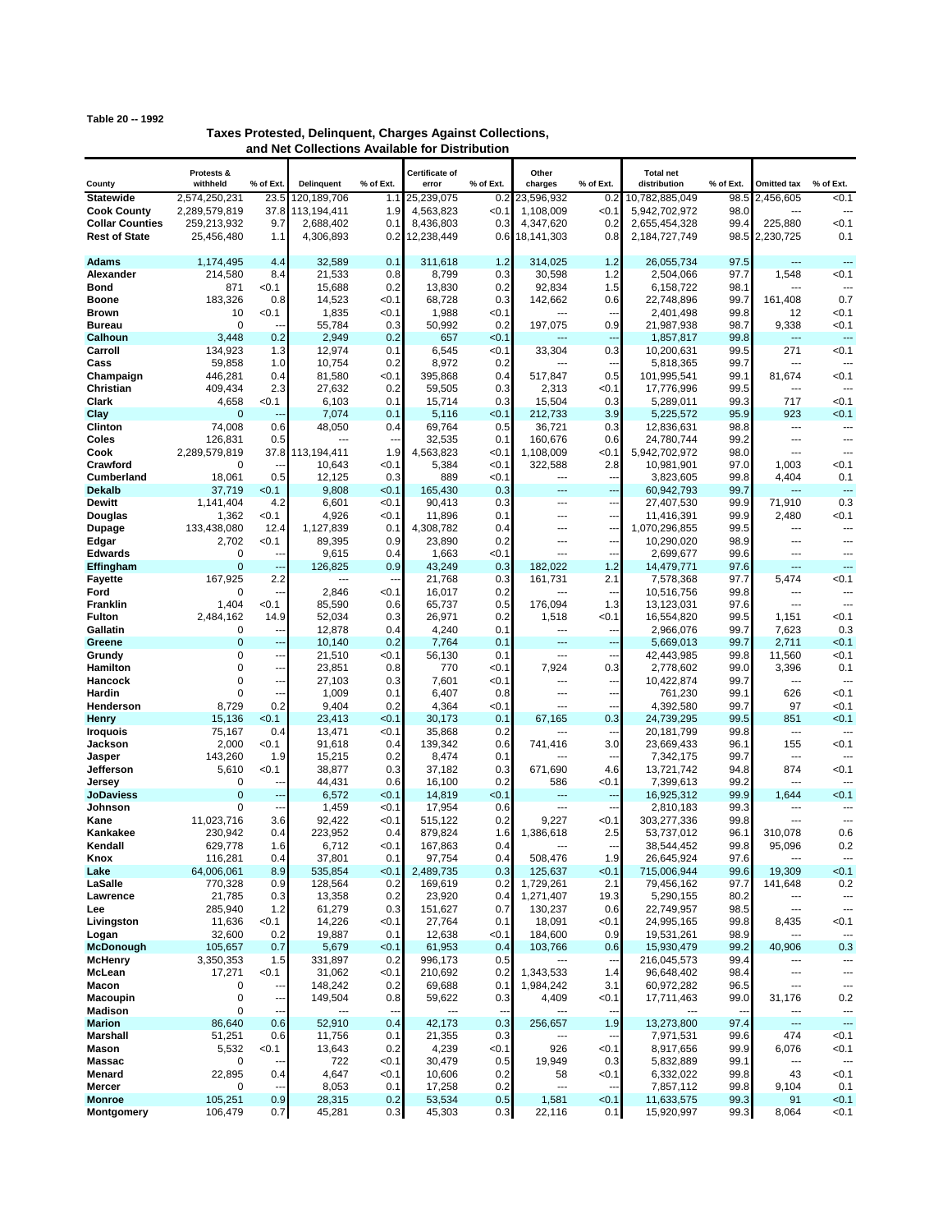Table 20 -- 1992

## Taxes Protested, Delinquent, Charges Against Collections, and Net Collections Available for Distribution

| County | Protests & withheld | % of Ext. | Delinquent | % of Ext. | Certificate of error | % of Ext. | Other charges | % of Ext. | Total net distribution | % of Ext. | Omitted tax | % of Ext. |
|---|---|---|---|---|---|---|---|---|---|---|---|---|
| **Statewide** | 2,574,250,231 | 23.5 | 120,189,706 | 1.1 | 25,239,075 | 0.2 | 23,596,932 | 0.2 | 10,782,885,049 | 98.5 | 2,456,605 | <0.1 |
| **Cook County** | 2,289,579,819 | 37.8 | 113,194,411 | 1.9 | 4,563,823 | <0.1 | 1,108,009 | <0.1 | 5,942,702,972 | 98.0 | --- | --- |
| **Collar Counties** | 259,213,932 | 9.7 | 2,688,402 | 0.1 | 8,436,803 | 0.3 | 4,347,620 | 0.2 | 2,655,454,328 | 99.4 | 225,880 | <0.1 |
| **Rest of State** | 25,456,480 | 1.1 | 4,306,893 | 0.2 | 12,238,449 | 0.6 | 18,141,303 | 0.8 | 2,184,727,749 | 98.5 | 2,230,725 | 0.1 |
| | | | | | | | | | | | | |
| **Adams** | 1,174,495 | 4.4 | 32,589 | 0.1 | 311,618 | 1.2 | 314,025 | 1.2 | 26,055,734 | 97.5 | --- | --- |
| **Alexander** | 214,580 | 8.4 | 21,533 | 0.8 | 8,799 | 0.3 | 30,598 | 1.2 | 2,504,066 | 97.7 | 1,548 | <0.1 |
| **Bond** | 871 | <0.1 | 15,688 | 0.2 | 13,830 | 0.2 | 92,834 | 1.5 | 6,158,722 | 98.1 | --- | --- |
| **Boone** | 183,326 | 0.8 | 14,523 | <0.1 | 68,728 | 0.3 | 142,662 | 0.6 | 22,748,896 | 99.7 | 161,408 | 0.7 |
| **Brown** | 10 | <0.1 | 1,835 | <0.1 | 1,988 | <0.1 | --- | --- | 2,401,498 | 99.8 | 12 | <0.1 |
| **Bureau** | 0 | --- | 55,784 | 0.3 | 50,992 | 0.2 | 197,075 | 0.9 | 21,987,938 | 98.7 | 9,338 | <0.1 |
| **Calhoun** | 3,448 | 0.2 | 2,949 | 0.2 | 657 | <0.1 | --- | --- | 1,857,817 | 99.8 | --- | --- |
| **Carroll** | 134,923 | 1.3 | 12,974 | 0.1 | 6,545 | <0.1 | 33,304 | 0.3 | 10,200,631 | 99.5 | 271 | <0.1 |
| **Cass** | 59,858 | 1.0 | 10,754 | 0.2 | 8,972 | 0.2 | --- | --- | 5,818,365 | 99.7 | --- | --- |
| **Champaign** | 446,281 | 0.4 | 81,580 | <0.1 | 395,868 | 0.4 | 517,847 | 0.5 | 101,995,541 | 99.1 | 81,674 | <0.1 |
| **Christian** | 409,434 | 2.3 | 27,632 | 0.2 | 59,505 | 0.3 | 2,313 | <0.1 | 17,776,996 | 99.5 | --- | --- |
| **Clark** | 4,658 | <0.1 | 6,103 | 0.1 | 15,714 | 0.3 | 15,504 | 0.3 | 5,289,011 | 99.3 | 717 | <0.1 |
| **Clay** | 0 | --- | 7,074 | 0.1 | 5,116 | <0.1 | 212,733 | 3.9 | 5,225,572 | 95.9 | 923 | <0.1 |
| **Clinton** | 74,008 | 0.6 | 48,050 | 0.4 | 69,764 | 0.5 | 36,721 | 0.3 | 12,836,631 | 98.8 | --- | --- |
| **Coles** | 126,831 | 0.5 | --- | --- | 32,535 | 0.1 | 160,676 | 0.6 | 24,780,744 | 99.2 | --- | --- |
| **Cook** | 2,289,579,819 | 37.8 | 113,194,411 | 1.9 | 4,563,823 | <0.1 | 1,108,009 | <0.1 | 5,942,702,972 | 98.0 | --- | --- |
| **Crawford** | 0 | --- | 10,643 | <0.1 | 5,384 | <0.1 | 322,588 | 2.8 | 10,981,901 | 97.0 | 1,003 | <0.1 |
| **Cumberland** | 18,061 | 0.5 | 12,125 | 0.3 | 889 | <0.1 | --- | --- | 3,823,605 | 99.8 | 4,404 | 0.1 |
| **Dekalb** | 37,719 | <0.1 | 9,808 | <0.1 | 165,430 | 0.3 | --- | --- | 60,942,793 | 99.7 | --- | --- |
| **Dewitt** | 1,141,404 | 4.2 | 6,601 | <0.1 | 90,413 | 0.3 | --- | --- | 27,407,530 | 99.9 | 71,910 | 0.3 |
| **Douglas** | 1,362 | <0.1 | 4,926 | <0.1 | 11,896 | 0.1 | --- | --- | 11,416,391 | 99.9 | 2,480 | <0.1 |
| **Dupage** | 133,438,080 | 12.4 | 1,127,839 | 0.1 | 4,308,782 | 0.4 | --- | --- | 1,070,296,855 | 99.5 | --- | --- |
| **Edgar** | 2,702 | <0.1 | 89,395 | 0.9 | 23,890 | 0.2 | --- | --- | 10,290,020 | 98.9 | --- | --- |
| **Edwards** | 0 | --- | 9,615 | 0.4 | 1,663 | <0.1 | --- | --- | 2,699,677 | 99.6 | --- | --- |
| **Effingham** | 0 | --- | 126,825 | 0.9 | 43,249 | 0.3 | 182,022 | 1.2 | 14,479,771 | 97.6 | --- | --- |
| **Fayette** | 167,925 | 2.2 | --- | --- | 21,768 | 0.3 | 161,731 | 2.1 | 7,578,368 | 97.7 | 5,474 | <0.1 |
| **Ford** | 0 | --- | 2,846 | <0.1 | 16,017 | 0.2 | --- | --- | 10,516,756 | 99.8 | --- | --- |
| **Franklin** | 1,404 | <0.1 | 85,590 | 0.6 | 65,737 | 0.5 | 176,094 | 1.3 | 13,123,031 | 97.6 | --- | --- |
| **Fulton** | 2,484,162 | 14.9 | 52,034 | 0.3 | 26,971 | 0.2 | 1,518 | <0.1 | 16,554,820 | 99.5 | 1,151 | <0.1 |
| **Gallatin** | 0 | --- | 12,878 | 0.4 | 4,240 | 0.1 | --- | --- | 2,966,076 | 99.7 | 7,623 | 0.3 |
| **Greene** | 0 | --- | 10,140 | 0.2 | 7,764 | 0.1 | --- | --- | 5,669,013 | 99.7 | 2,711 | <0.1 |
| **Grundy** | 0 | --- | 21,510 | <0.1 | 56,130 | 0.1 | --- | --- | 42,443,985 | 99.8 | 11,560 | <0.1 |
| **Hamilton** | 0 | --- | 23,851 | 0.8 | 770 | <0.1 | 7,924 | 0.3 | 2,778,602 | 99.0 | 3,396 | 0.1 |
| **Hancock** | 0 | --- | 27,103 | 0.3 | 7,601 | <0.1 | --- | --- | 10,422,874 | 99.7 | --- | --- |
| **Hardin** | 0 | --- | 1,009 | 0.1 | 6,407 | 0.8 | --- | --- | 761,230 | 99.1 | 626 | <0.1 |
| **Henderson** | 8,729 | 0.2 | 9,404 | 0.2 | 4,364 | <0.1 | --- | --- | 4,392,580 | 99.7 | 97 | <0.1 |
| **Henry** | 15,136 | <0.1 | 23,413 | <0.1 | 30,173 | 0.1 | 67,165 | 0.3 | 24,739,295 | 99.5 | 851 | <0.1 |
| **Iroquois** | 75,167 | 0.4 | 13,471 | <0.1 | 35,868 | 0.2 | --- | --- | 20,181,799 | 99.8 | --- | --- |
| **Jackson** | 2,000 | <0.1 | 91,618 | 0.4 | 139,342 | 0.6 | 741,416 | 3.0 | 23,669,433 | 96.1 | 155 | <0.1 |
| **Jasper** | 143,260 | 1.9 | 15,215 | 0.2 | 8,474 | 0.1 | --- | --- | 7,342,175 | 99.7 | --- | --- |
| **Jefferson** | 5,610 | <0.1 | 38,877 | 0.3 | 37,182 | 0.3 | 671,690 | 4.6 | 13,721,742 | 94.8 | 874 | <0.1 |
| **Jersey** | 0 | --- | 44,431 | 0.6 | 16,100 | 0.2 | 586 | <0.1 | 7,399,613 | 99.2 | --- | --- |
| **JoDaviess** | 0 | --- | 6,572 | <0.1 | 14,819 | <0.1 | --- | --- | 16,925,312 | 99.9 | 1,644 | <0.1 |
| **Johnson** | 0 | --- | 1,459 | <0.1 | 17,954 | 0.6 | --- | --- | 2,810,183 | 99.3 | --- | --- |
| **Kane** | 11,023,716 | 3.6 | 92,422 | <0.1 | 515,122 | 0.2 | 9,227 | <0.1 | 303,277,336 | 99.8 | --- | --- |
| **Kankakee** | 230,942 | 0.4 | 223,952 | 0.4 | 879,824 | 1.6 | 1,386,618 | 2.5 | 53,737,012 | 96.1 | 310,078 | 0.6 |
| **Kendall** | 629,778 | 1.6 | 6,712 | <0.1 | 167,863 | 0.4 | --- | --- | 38,544,452 | 99.8 | 95,096 | 0.2 |
| **Knox** | 116,281 | 0.4 | 37,801 | 0.1 | 97,754 | 0.4 | 508,476 | 1.9 | 26,645,924 | 97.6 | --- | --- |
| **Lake** | 64,006,061 | 8.9 | 535,854 | <0.1 | 2,489,735 | 0.3 | 125,637 | <0.1 | 715,006,944 | 99.6 | 19,309 | <0.1 |
| **LaSalle** | 770,328 | 0.9 | 128,564 | 0.2 | 169,619 | 0.2 | 1,729,261 | 2.1 | 79,456,162 | 97.7 | 141,648 | 0.2 |
| **Lawrence** | 21,785 | 0.3 | 13,358 | 0.2 | 23,920 | 0.4 | 1,271,407 | 19.3 | 5,290,155 | 80.2 | --- | --- |
| **Lee** | 285,940 | 1.2 | 61,279 | 0.3 | 151,627 | 0.7 | 130,237 | 0.6 | 22,749,957 | 98.5 | --- | --- |
| **Livingston** | 11,636 | <0.1 | 14,226 | <0.1 | 27,764 | 0.1 | 18,091 | <0.1 | 24,995,165 | 99.8 | 8,435 | <0.1 |
| **Logan** | 32,600 | 0.2 | 19,887 | 0.1 | 12,638 | <0.1 | 184,600 | 0.9 | 19,531,261 | 98.9 | --- | --- |
| **McDonough** | 105,657 | 0.7 | 5,679 | <0.1 | 61,953 | 0.4 | 103,766 | 0.6 | 15,930,479 | 99.2 | 40,906 | 0.3 |
| **McHenry** | 3,350,353 | 1.5 | 331,897 | 0.2 | 996,173 | 0.5 | --- | --- | 216,045,573 | 99.4 | --- | --- |
| **McLean** | 17,271 | <0.1 | 31,062 | <0.1 | 210,692 | 0.2 | 1,343,533 | 1.4 | 96,648,402 | 98.4 | --- | --- |
| **Macon** | 0 | --- | 148,242 | 0.2 | 69,688 | 0.1 | 1,984,242 | 3.1 | 60,972,282 | 96.5 | --- | --- |
| **Macoupin** | 0 | --- | 149,504 | 0.8 | 59,622 | 0.3 | 4,409 | <0.1 | 17,711,463 | 99.0 | 31,176 | 0.2 |
| **Madison** | 0 | --- | --- | --- | --- | --- | --- | --- | --- | --- | --- | --- |
| **Marion** | 86,640 | 0.6 | 52,910 | 0.4 | 42,173 | 0.3 | 256,657 | 1.9 | 13,273,800 | 97.4 | --- | --- |
| **Marshall** | 51,251 | 0.6 | 11,756 | 0.1 | 21,355 | 0.3 | --- | --- | 7,971,531 | 99.6 | 474 | <0.1 |
| **Mason** | 5,532 | <0.1 | 13,643 | 0.2 | 4,239 | <0.1 | 926 | <0.1 | 8,917,656 | 99.9 | 6,076 | <0.1 |
| **Massac** | 0 | --- | 722 | <0.1 | 30,479 | 0.5 | 19,949 | 0.3 | 5,832,889 | 99.1 | --- | --- |
| **Menard** | 22,895 | 0.4 | 4,647 | <0.1 | 10,606 | 0.2 | 58 | <0.1 | 6,332,022 | 99.8 | 43 | <0.1 |
| **Mercer** | 0 | --- | 8,053 | 0.1 | 17,258 | 0.2 | --- | --- | 7,857,112 | 99.8 | 9,104 | 0.1 |
| **Monroe** | 105,251 | 0.9 | 28,315 | 0.2 | 53,534 | 0.5 | 1,581 | <0.1 | 11,633,575 | 99.3 | 91 | <0.1 |
| **Montgomery** | 106,479 | 0.7 | 45,281 | 0.3 | 45,303 | 0.3 | 22,116 | 0.1 | 15,920,997 | 99.3 | 8,064 | <0.1 |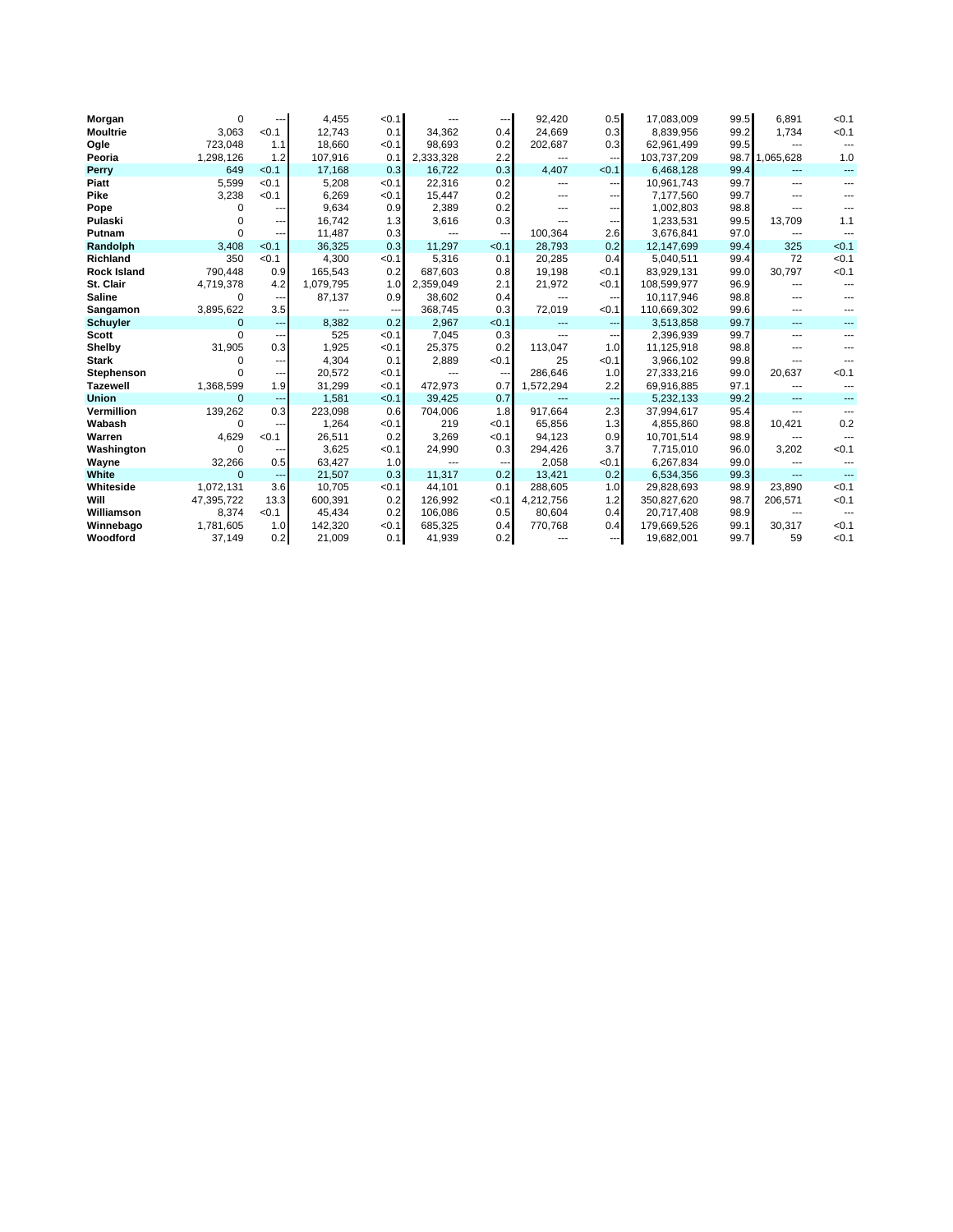| | | | | | | | | | | | | |
|---|---|---|---|---|---|---|---|---|---|---|---|---|
| **Morgan** | 0 | --- | 4,455 | <0.1 | --- | --- | 92,420 | 0.5 | 17,083,009 | 99.5 | 6,891 | <0.1 |
| **Moultrie** | 3,063 | <0.1 | 12,743 | 0.1 | 34,362 | 0.4 | 24,669 | 0.3 | 8,839,956 | 99.2 | 1,734 | <0.1 |
| **Ogle** | 723,048 | 1.1 | 18,660 | <0.1 | 98,693 | 0.2 | 202,687 | 0.3 | 62,961,499 | 99.5 | --- | --- |
| **Peoria** | 1,298,126 | 1.2 | 107,916 | 0.1 | 2,333,328 | 2.2 | --- | --- | 103,737,209 | 98.7 | 1,065,628 | 1.0 |
| **Perry** | 649 | <0.1 | 17,168 | 0.3 | 16,722 | 0.3 | 4,407 | <0.1 | 6,468,128 | 99.4 | --- | --- |
| **Piatt** | 5,599 | <0.1 | 5,208 | <0.1 | 22,316 | 0.2 | --- | --- | 10,961,743 | 99.7 | --- | --- |
| **Pike** | 3,238 | <0.1 | 6,269 | <0.1 | 15,447 | 0.2 | --- | --- | 7,177,560 | 99.7 | --- | --- |
| **Pope** | 0 | --- | 9,634 | 0.9 | 2,389 | 0.2 | --- | --- | 1,002,803 | 98.8 | --- | --- |
| **Pulaski** | 0 | --- | 16,742 | 1.3 | 3,616 | 0.3 | --- | --- | 1,233,531 | 99.5 | 13,709 | 1.1 |
| **Putnam** | 0 | --- | 11,487 | 0.3 | --- | --- | 100,364 | 2.6 | 3,676,841 | 97.0 | --- | --- |
| **Randolph** | 3,408 | <0.1 | 36,325 | 0.3 | 11,297 | <0.1 | 28,793 | 0.2 | 12,147,699 | 99.4 | 325 | <0.1 |
| **Richland** | 350 | <0.1 | 4,300 | <0.1 | 5,316 | 0.1 | 20,285 | 0.4 | 5,040,511 | 99.4 | 72 | <0.1 |
| **Rock Island** | 790,448 | 0.9 | 165,543 | 0.2 | 687,603 | 0.8 | 19,198 | <0.1 | 83,929,131 | 99.0 | 30,797 | <0.1 |
| **St. Clair** | 4,719,378 | 4.2 | 1,079,795 | 1.0 | 2,359,049 | 2.1 | 21,972 | <0.1 | 108,599,977 | 96.9 | --- | --- |
| **Saline** | 0 | --- | 87,137 | 0.9 | 38,602 | 0.4 | --- | --- | 10,117,946 | 98.8 | --- | --- |
| **Sangamon** | 3,895,622 | 3.5 | --- | --- | 368,745 | 0.3 | 72,019 | <0.1 | 110,669,302 | 99.6 | --- | --- |
| **Schuyler** | 0 | --- | 8,382 | 0.2 | 2,967 | <0.1 | --- | --- | 3,513,858 | 99.7 | --- | --- |
| **Scott** | 0 | --- | 525 | <0.1 | 7,045 | 0.3 | --- | --- | 2,396,939 | 99.7 | --- | --- |
| **Shelby** | 31,905 | 0.3 | 1,925 | <0.1 | 25,375 | 0.2 | 113,047 | 1.0 | 11,125,918 | 98.8 | --- | --- |
| **Stark** | 0 | --- | 4,304 | 0.1 | 2,889 | <0.1 | 25 | <0.1 | 3,966,102 | 99.8 | --- | --- |
| **Stephenson** | 0 | --- | 20,572 | <0.1 | --- | --- | 286,646 | 1.0 | 27,333,216 | 99.0 | 20,637 | <0.1 |
| **Tazewell** | 1,368,599 | 1.9 | 31,299 | <0.1 | 472,973 | 0.7 | 1,572,294 | 2.2 | 69,916,885 | 97.1 | --- | --- |
| **Union** | 0 | --- | 1,581 | <0.1 | 39,425 | 0.7 | --- | --- | 5,232,133 | 99.2 | --- | --- |
| **Vermillion** | 139,262 | 0.3 | 223,098 | 0.6 | 704,006 | 1.8 | 917,664 | 2.3 | 37,994,617 | 95.4 | --- | --- |
| **Wabash** | 0 | --- | 1,264 | <0.1 | 219 | <0.1 | 65,856 | 1.3 | 4,855,860 | 98.8 | 10,421 | 0.2 |
| **Warren** | 4,629 | <0.1 | 26,511 | 0.2 | 3,269 | <0.1 | 94,123 | 0.9 | 10,701,514 | 98.9 | --- | --- |
| **Washington** | 0 | --- | 3,625 | <0.1 | 24,990 | 0.3 | 294,426 | 3.7 | 7,715,010 | 96.0 | 3,202 | <0.1 |
| **Wayne** | 32,266 | 0.5 | 63,427 | 1.0 | --- | --- | 2,058 | <0.1 | 6,267,834 | 99.0 | --- | --- |
| **White** | 0 | --- | 21,507 | 0.3 | 11,317 | 0.2 | 13,421 | 0.2 | 6,534,356 | 99.3 | --- | --- |
| **Whiteside** | 1,072,131 | 3.6 | 10,705 | <0.1 | 44,101 | 0.1 | 288,605 | 1.0 | 29,828,693 | 98.9 | 23,890 | <0.1 |
| **Will** | 47,395,722 | 13.3 | 600,391 | 0.2 | 126,992 | <0.1 | 4,212,756 | 1.2 | 350,827,620 | 98.7 | 206,571 | <0.1 |
| **Williamson** | 8,374 | <0.1 | 45,434 | 0.2 | 106,086 | 0.5 | 80,604 | 0.4 | 20,717,408 | 98.9 | --- | --- |
| **Winnebago** | 1,781,605 | 1.0 | 142,320 | <0.1 | 685,325 | 0.4 | 770,768 | 0.4 | 179,669,526 | 99.1 | 30,317 | <0.1 |
| **Woodford** | 37,149 | 0.2 | 21,009 | 0.1 | 41,939 | 0.2 | --- | --- | 19,682,001 | 99.7 | 59 | <0.1 |